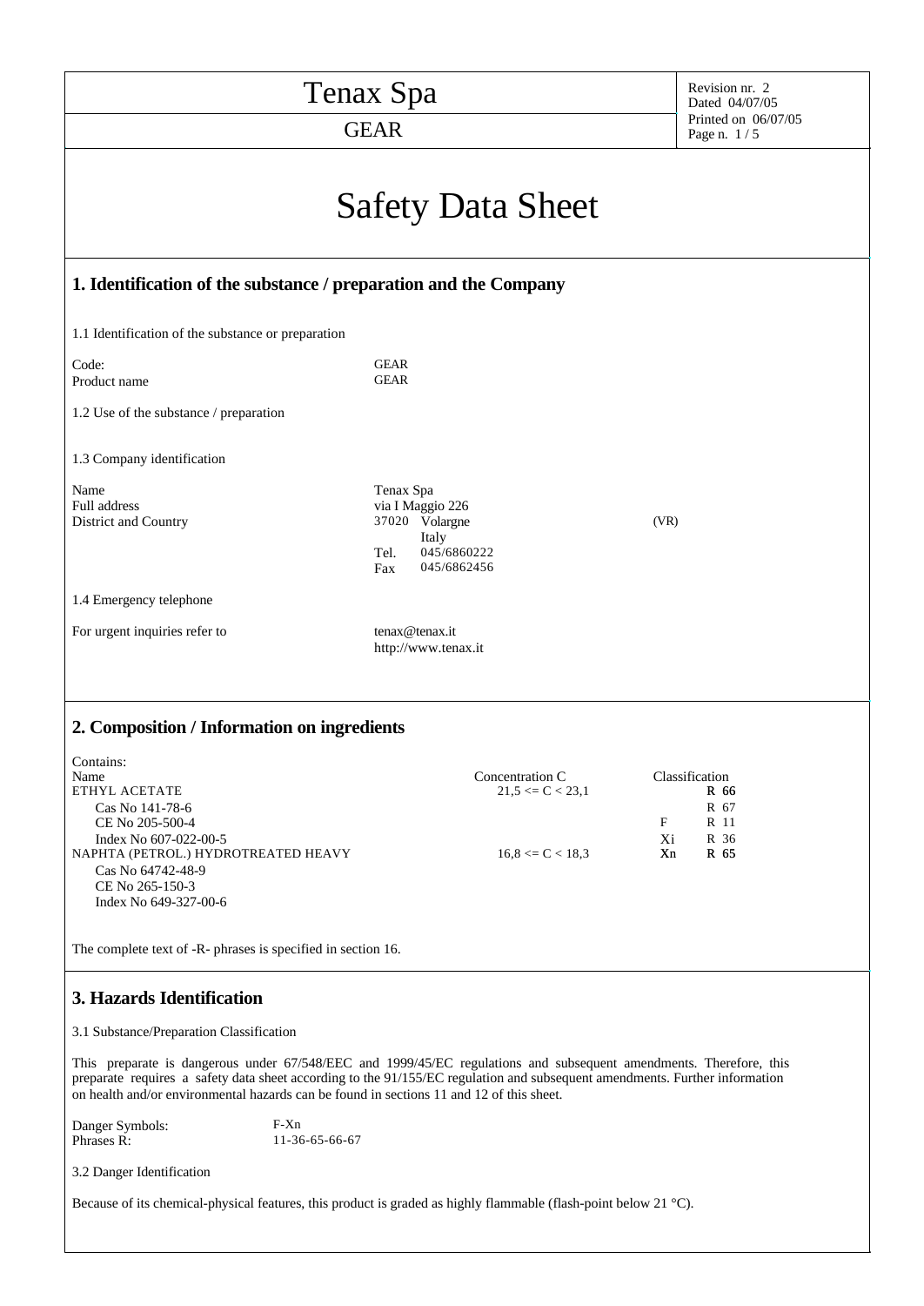# Tenax Spa

GEAR

Revision nr. 2
Dated 04/07/05
Printed on 06/07/05

# Safety Data Sheet

## 1. Identification of the substance / preparation and the Company

1.1 Identification of the substance or preparation

| | |
|---|---|
| Code: | GEAR |
| Product name | GEAR |

1.2 Use of the substance / preparation

1.3 Company identification

| | |
|---|---|
| Name | Tenax Spa |
| Full address | via I Maggio 226 |
| District and Country | 37020 Volargne (VR) |
| | Italy |
| | Tel. 045/6860222 |
| | Fax 045/6862456 |

1.4 Emergency telephone

| | |
|---|---|
| For urgent inquiries refer to | tenax@tenax.it |
| | http://www.tenax.it |

## 2. Composition / Information on ingredients

Contains:

| Name | Concentration C | Classification | |
|---|---|---|---|
| ETHYL ACETATE | 21,5 <= C < 23,1 | | R 66 |
| Cas No 141-78-6 | | | R 67 |
| CE No 205-500-4 | | F | R 11 |
| Index No 607-022-00-5 | | Xi | R 36 |
| NAPHTA (PETROL.) HYDROTREATED HEAVY | 16,8 <= C < 18,3 | Xn | R 65 |
| Cas No 64742-48-9 | | | |
| CE No 265-150-3 | | | |
| Index No 649-327-00-6 | | | |

The complete text of -R- phrases is specified in section 16.

## 3. Hazards Identification

3.1 Substance/Preparation Classification

This preparate is dangerous under 67/548/EEC and 1999/45/EC regulations and subsequent amendments. Therefore, this preparate requires a safety data sheet according to the 91/155/EC regulation and subsequent amendments. Further information on health and/or environmental hazards can be found in sections 11 and 12 of this sheet.

| | |
|---|---|
| Danger Symbols: | F-Xn |
| Phrases R: | 11-36-65-66-67 |

3.2 Danger Identification

Because of its chemical-physical features, this product is graded as highly flammable (flash-point below 21 °C).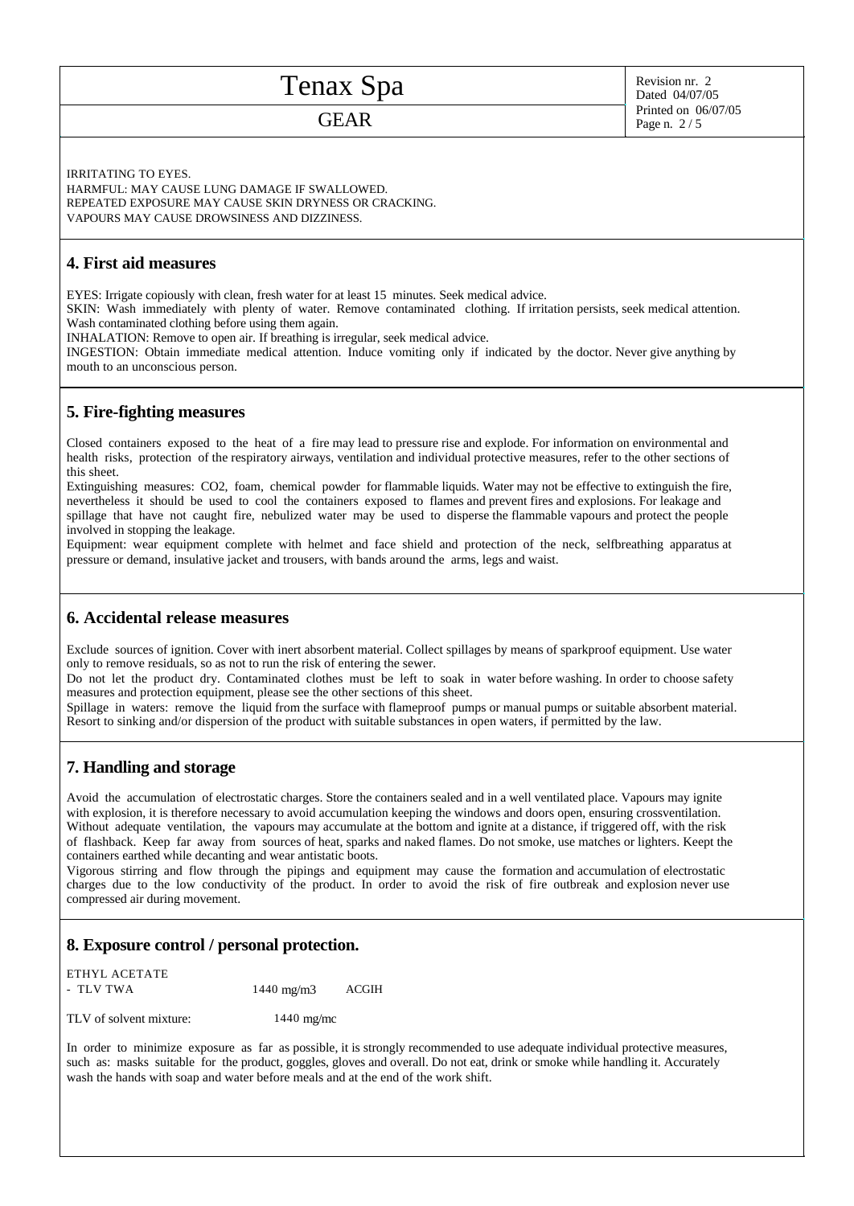IRRITATING TO EYES.
HARMFUL: MAY CAUSE LUNG DAMAGE IF SWALLOWED.
REPEATED EXPOSURE MAY CAUSE SKIN DRYNESS OR CRACKING.
VAPOURS MAY CAUSE DROWSINESS AND DIZZINESS.

## 4. First aid measures

EYES: Irrigate copiously with clean, fresh water for at least 15 minutes. Seek medical advice.
SKIN: Wash immediately with plenty of water. Remove contaminated clothing. If irritation persists, seek medical attention. Wash contaminated clothing before using them again.
INHALATION: Remove to open air. If breathing is irregular, seek medical advice.
INGESTION: Obtain immediate medical attention. Induce vomiting only if indicated by the doctor. Never give anything by mouth to an unconscious person.

## 5. Fire-fighting measures

Closed containers exposed to the heat of a fire may lead to pressure rise and explode. For information on environmental and health risks, protection of the respiratory airways, ventilation and individual protective measures, refer to the other sections of this sheet.
Extinguishing measures: CO2, foam, chemical powder for flammable liquids. Water may not be effective to extinguish the fire, nevertheless it should be used to cool the containers exposed to flames and prevent fires and explosions. For leakage and spillage that have not caught fire, nebulized water may be used to disperse the flammable vapours and protect the people involved in stopping the leakage.
Equipment: wear equipment complete with helmet and face shield and protection of the neck, selfbreathing apparatus at pressure or demand, insulative jacket and trousers, with bands around the arms, legs and waist.

## 6. Accidental release measures

Exclude sources of ignition. Cover with inert absorbent material. Collect spillages by means of sparkproof equipment. Use water only to remove residuals, so as not to run the risk of entering the sewer.
Do not let the product dry. Contaminated clothes must be left to soak in water before washing. In order to choose safety measures and protection equipment, please see the other sections of this sheet.
Spillage in waters: remove the liquid from the surface with flameproof pumps or manual pumps or suitable absorbent material. Resort to sinking and/or dispersion of the product with suitable substances in open waters, if permitted by the law.

## 7. Handling and storage

Avoid the accumulation of electrostatic charges. Store the containers sealed and in a well ventilated place. Vapours may ignite with explosion, it is therefore necessary to avoid accumulation keeping the windows and doors open, ensuring crossventilation. Without adequate ventilation, the vapours may accumulate at the bottom and ignite at a distance, if triggered off, with the risk of flashback. Keep far away from sources of heat, sparks and naked flames. Do not smoke, use matches or lighters. Keept the containers earthed while decanting and wear antistatic boots.
Vigorous stirring and flow through the pipings and equipment may cause the formation and accumulation of electrostatic charges due to the low conductivity of the product. In order to avoid the risk of fire outbreak and explosion never use compressed air during movement.

## 8. Exposure control / personal protection.

ETHYL ACETATE

| - TLV TWA | 1440 mg/m3 | ACGIH |
|---|---|---|

TLV of solvent mixture: 1440 mg/mc

In order to minimize exposure as far as possible, it is strongly recommended to use adequate individual protective measures, such as: masks suitable for the product, goggles, gloves and overall. Do not eat, drink or smoke while handling it. Accurately wash the hands with soap and water before meals and at the end of the work shift.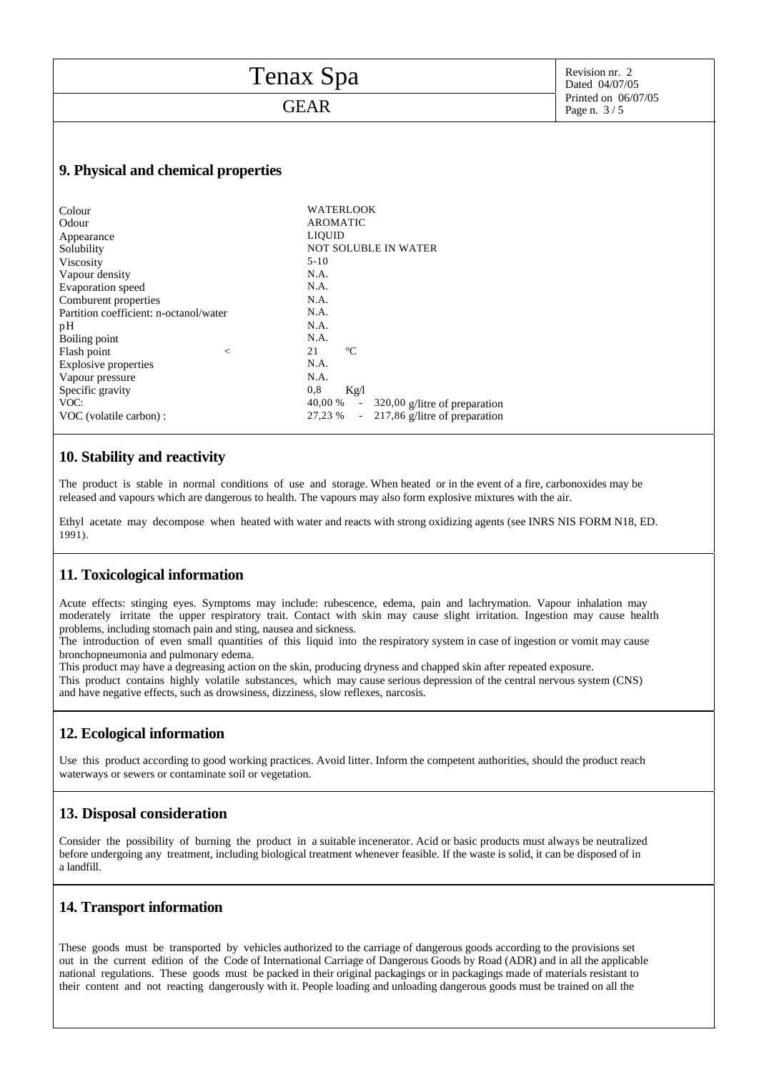## 9. Physical and chemical properties

| | |
|---|---|
| Colour | WATERLOOK |
| Odour | AROMATIC |
| Appearance | LIQUID |
| Solubility | NOT SOLUBLE IN WATER |
| Viscosity | 5-10 |
| Vapour density | N.A. |
| Evaporation speed | N.A. |
| Comburent properties | N.A. |
| Partition coefficient: n-octanol/water | N.A. |
| pH | N.A. |
| Boiling point | N.A. |
| Flash point < | 21 °C |
| Explosive properties | N.A. |
| Vapour pressure | N.A. |
| Specific gravity | 0,8 Kg/l |
| VOC: | 40,00 % - 320,00 g/litre of preparation |
| VOC (volatile carbon) : | 27,23 % - 217,86 g/litre of preparation |

## 10. Stability and reactivity

The product is stable in normal conditions of use and storage. When heated or in the event of a fire, carbonoxides may be released and vapours which are dangerous to health. The vapours may also form explosive mixtures with the air.

Ethyl acetate may decompose when heated with water and reacts with strong oxidizing agents (see INRS NIS FORM N18, ED. 1991).

## 11. Toxicological information

Acute effects: stinging eyes. Symptoms may include: rubescence, edema, pain and lachrymation. Vapour inhalation may moderately irritate the upper respiratory trait. Contact with skin may cause slight irritation. Ingestion may cause health problems, including stomach pain and sting, nausea and sickness.
The introduction of even small quantities of this liquid into the respiratory system in case of ingestion or vomit may cause bronchopneumonia and pulmonary edema.
This product may have a degreasing action on the skin, producing dryness and chapped skin after repeated exposure.
This product contains highly volatile substances, which may cause serious depression of the central nervous system (CNS) and have negative effects, such as drowsiness, dizziness, slow reflexes, narcosis.

## 12. Ecological information

Use this product according to good working practices. Avoid litter. Inform the competent authorities, should the product reach waterways or sewers or contaminate soil or vegetation.

## 13. Disposal consideration

Consider the possibility of burning the product in a suitable incenerator. Acid or basic products must always be neutralized before undergoing any treatment, including biological treatment whenever feasible. If the waste is solid, it can be disposed of in a landfill.

## 14. Transport information

These goods must be transported by vehicles authorized to the carriage of dangerous goods according to the provisions set out in the current edition of the Code of International Carriage of Dangerous Goods by Road (ADR) and in all the applicable national regulations. These goods must be packed in their original packagings or in packagings made of materials resistant to their content and not reacting dangerously with it. People loading and unloading dangerous goods must be trained on all the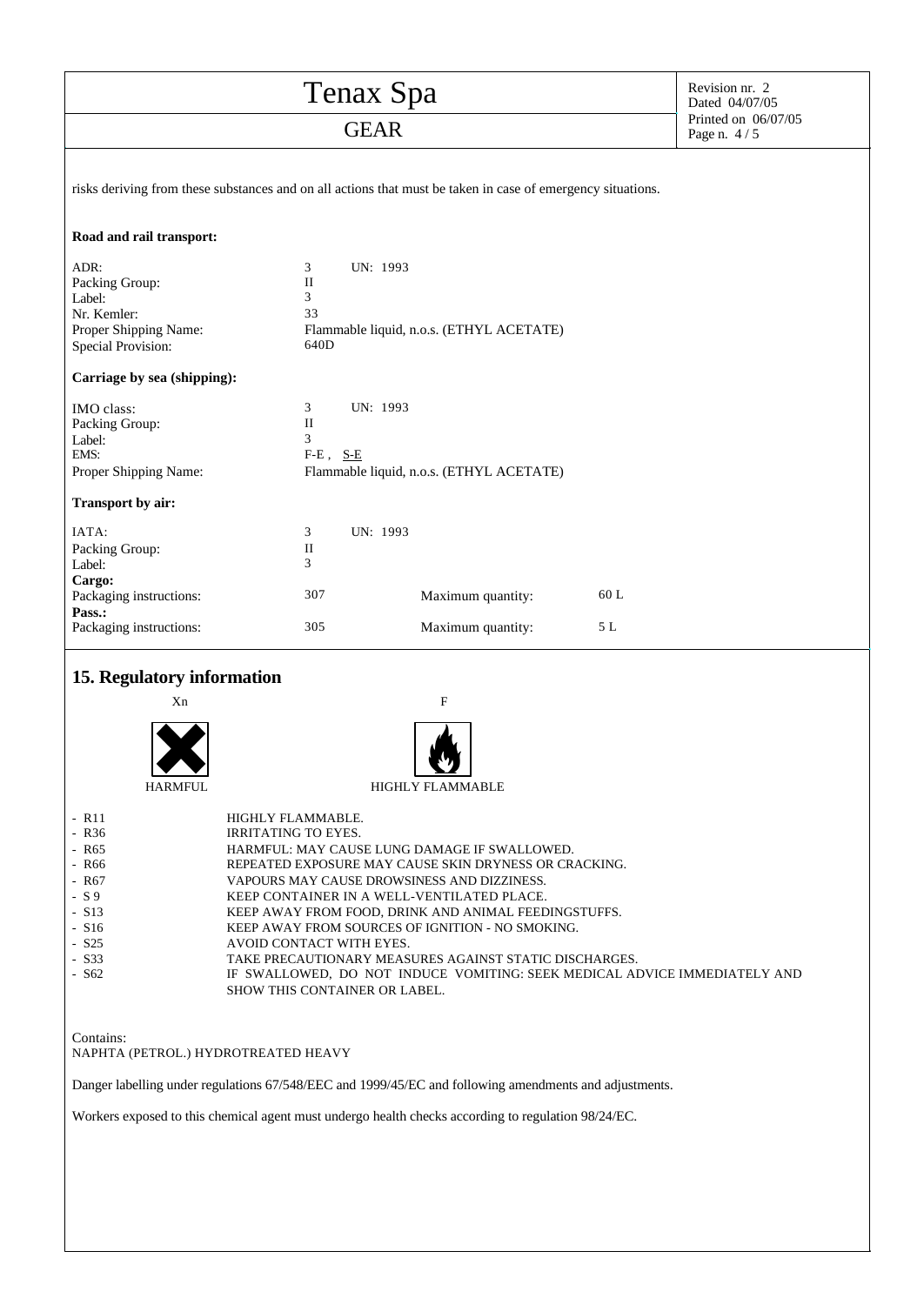risks deriving from these substances and on all actions that must be taken in case of emergency situations.

**Road and rail transport:**

| | |
|---|---|
| ADR: | 3 UN: 1993 |
| Packing Group: | II |
| Label: | 3 |
| Nr. Kemler: | 33 |
| Proper Shipping Name: | Flammable liquid, n.o.s. (ETHYL ACETATE) |
| Special Provision: | 640D |

**Carriage by sea (shipping):**

| | |
|---|---|
| IMO class: | 3 UN: 1993 |
| Packing Group: | II |
| Label: | 3 |
| EMS: | F-E , S-E |
| Proper Shipping Name: | Flammable liquid, n.o.s. (ETHYL ACETATE) |

**Transport by air:**

| | | | |
|---|---|---|---|
| IATA: | 3 UN: 1993 | | |
| Packing Group: | II | | |
| Label: | 3 | | |
| **Cargo:** | | | |
| Packaging instructions: | 307 | Maximum quantity: | 60 L |
| **Pass.:** | | | |
| Packaging instructions: | 305 | Maximum quantity: | 5 L |

## 15. Regulatory information

Xn — HARMFUL

F — HIGHLY FLAMMABLE

- R11 HIGHLY FLAMMABLE.
- R36 IRRITATING TO EYES.
- R65 HARMFUL: MAY CAUSE LUNG DAMAGE IF SWALLOWED.
- R66 REPEATED EXPOSURE MAY CAUSE SKIN DRYNESS OR CRACKING.
- R67 VAPOURS MAY CAUSE DROWSINESS AND DIZZINESS.
- S 9 KEEP CONTAINER IN A WELL-VENTILATED PLACE.
- S13 KEEP AWAY FROM FOOD, DRINK AND ANIMAL FEEDINGSTUFFS.
- S16 KEEP AWAY FROM SOURCES OF IGNITION - NO SMOKING.
- S25 AVOID CONTACT WITH EYES.
- S33 TAKE PRECAUTIONARY MEASURES AGAINST STATIC DISCHARGES.
- S62 IF SWALLOWED, DO NOT INDUCE VOMITING: SEEK MEDICAL ADVICE IMMEDIATELY AND SHOW THIS CONTAINER OR LABEL.

Contains:
NAPHTA (PETROL.) HYDROTREATED HEAVY

Danger labelling under regulations 67/548/EEC and 1999/45/EC and following amendments and adjustments.

Workers exposed to this chemical agent must undergo health checks according to regulation 98/24/EC.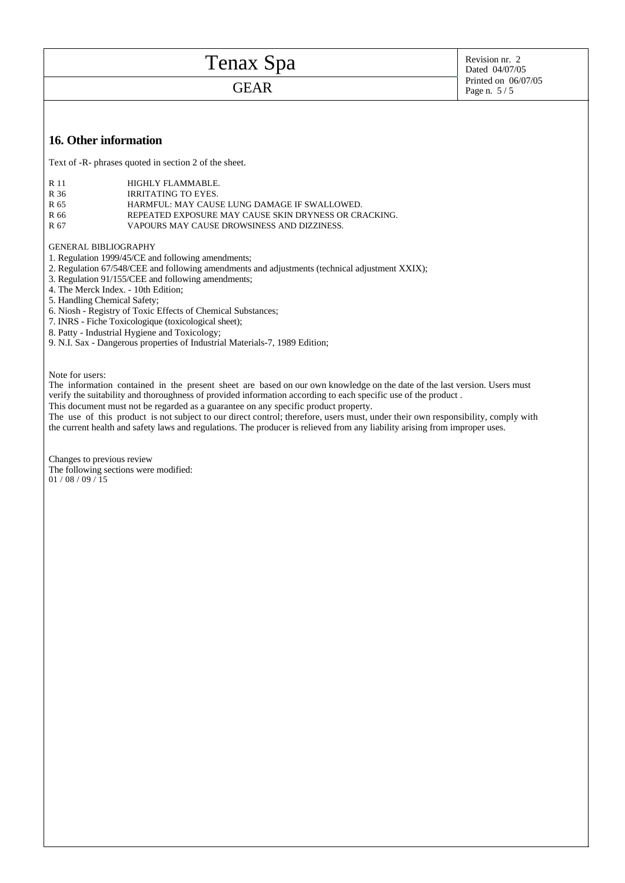## 16. Other information

Text of -R- phrases quoted in section 2 of the sheet.

| | |
|---|---|
| R 11 | HIGHLY FLAMMABLE. |
| R 36 | IRRITATING TO EYES. |
| R 65 | HARMFUL: MAY CAUSE LUNG DAMAGE IF SWALLOWED. |
| R 66 | REPEATED EXPOSURE MAY CAUSE SKIN DRYNESS OR CRACKING. |
| R 67 | VAPOURS MAY CAUSE DROWSINESS AND DIZZINESS. |

GENERAL BIBLIOGRAPHY

1. Regulation 1999/45/CE and following amendments;
2. Regulation 67/548/CEE and following amendments and adjustments (technical adjustment XXIX);
3. Regulation 91/155/CEE and following amendments;
4. The Merck Index. - 10th Edition;
5. Handling Chemical Safety;
6. Niosh - Registry of Toxic Effects of Chemical Substances;
7. INRS - Fiche Toxicologique (toxicological sheet);
8. Patty - Industrial Hygiene and Toxicology;
9. N.I. Sax - Dangerous properties of Industrial Materials-7, 1989 Edition;

Note for users:
The information contained in the present sheet are based on our own knowledge on the date of the last version. Users must verify the suitability and thoroughness of provided information according to each specific use of the product .
This document must not be regarded as a guarantee on any specific product property.
The use of this product is not subject to our direct control; therefore, users must, under their own responsibility, comply with the current health and safety laws and regulations. The producer is relieved from any liability arising from improper uses.

Changes to previous review
The following sections were modified:
01 / 08 / 09 / 15